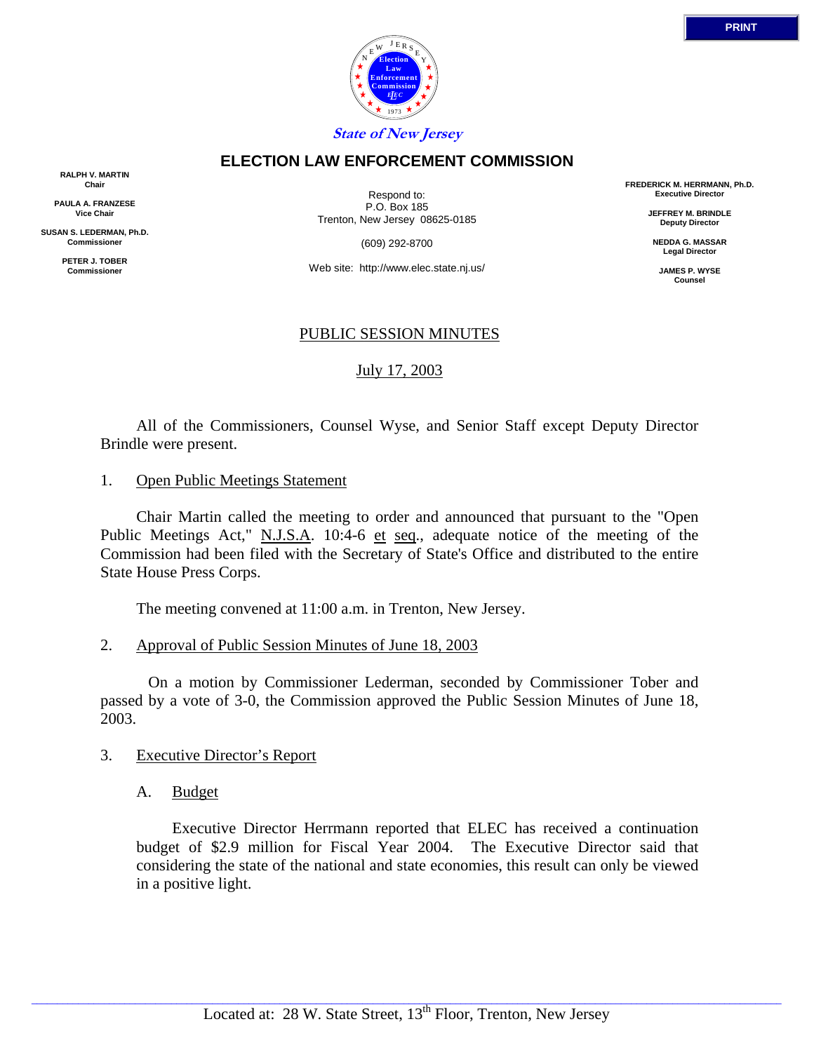State of New Jersey

# ELECTION LAW ENFORCEMENT COMMISSION

**RALPH V. MARTIN**
**Chair**

**PAULA A. FRANZESE**
**Vice Chair**

**SUSAN S. LEDERMAN, Ph.D.**
**Commissioner**

**PETER J. TOBER**
**Commissioner**

Respond to:
P.O. Box 185
Trenton, New Jersey 08625-0185

(609) 292-8700

Web site: http://www.elec.state.nj.us/

**FREDERICK M. HERRMANN, Ph.D.**
**Executive Director**

**JEFFREY M. BRINDLE**
**Deputy Director**

**NEDDA G. MASSAR**
**Legal Director**

**JAMES P. WYSE**
**Counsel**

## PUBLIC SESSION MINUTES

July 17, 2003

All of the Commissioners, Counsel Wyse, and Senior Staff except Deputy Director Brindle were present.

1. Open Public Meetings Statement

Chair Martin called the meeting to order and announced that pursuant to the "Open Public Meetings Act," N.J.S.A. 10:4-6 et seq., adequate notice of the meeting of the Commission had been filed with the Secretary of State's Office and distributed to the entire State House Press Corps.

The meeting convened at 11:00 a.m. in Trenton, New Jersey.

2. Approval of Public Session Minutes of June 18, 2003

On a motion by Commissioner Lederman, seconded by Commissioner Tober and passed by a vote of 3-0, the Commission approved the Public Session Minutes of June 18, 2003.

3. Executive Director's Report

A. Budget

Executive Director Herrmann reported that ELEC has received a continuation budget of $2.9 million for Fiscal Year 2004. The Executive Director said that considering the state of the national and state economies, this result can only be viewed in a positive light.

Located at: 28 W. State Street, 13th Floor, Trenton, New Jersey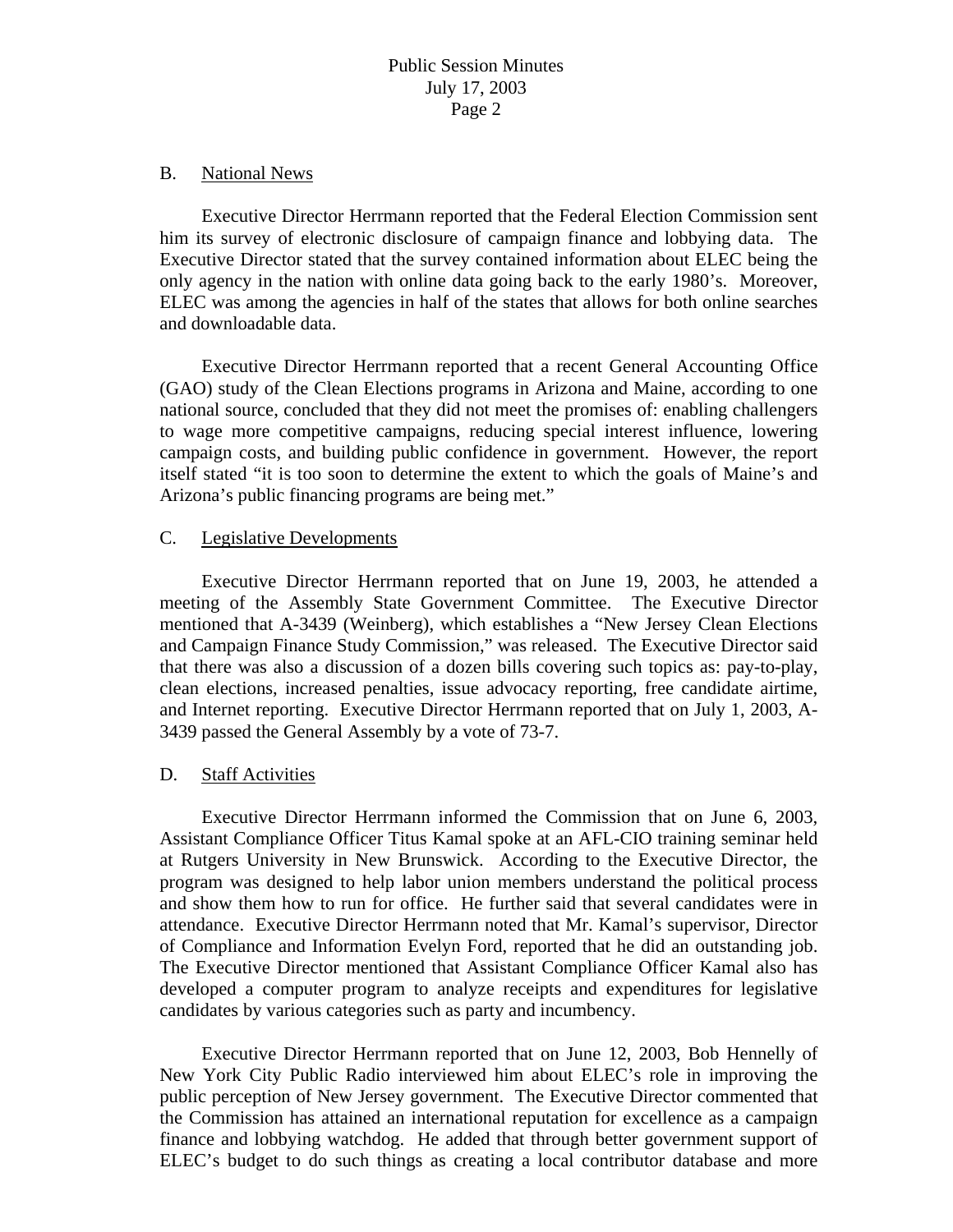B. National News

Executive Director Herrmann reported that the Federal Election Commission sent him its survey of electronic disclosure of campaign finance and lobbying data. The Executive Director stated that the survey contained information about ELEC being the only agency in the nation with online data going back to the early 1980's. Moreover, ELEC was among the agencies in half of the states that allows for both online searches and downloadable data.

Executive Director Herrmann reported that a recent General Accounting Office (GAO) study of the Clean Elections programs in Arizona and Maine, according to one national source, concluded that they did not meet the promises of: enabling challengers to wage more competitive campaigns, reducing special interest influence, lowering campaign costs, and building public confidence in government. However, the report itself stated "it is too soon to determine the extent to which the goals of Maine's and Arizona's public financing programs are being met."

C. Legislative Developments

Executive Director Herrmann reported that on June 19, 2003, he attended a meeting of the Assembly State Government Committee. The Executive Director mentioned that A-3439 (Weinberg), which establishes a "New Jersey Clean Elections and Campaign Finance Study Commission," was released. The Executive Director said that there was also a discussion of a dozen bills covering such topics as: pay-to-play, clean elections, increased penalties, issue advocacy reporting, free candidate airtime, and Internet reporting. Executive Director Herrmann reported that on July 1, 2003, A-3439 passed the General Assembly by a vote of 73-7.

D. Staff Activities

Executive Director Herrmann informed the Commission that on June 6, 2003, Assistant Compliance Officer Titus Kamal spoke at an AFL-CIO training seminar held at Rutgers University in New Brunswick. According to the Executive Director, the program was designed to help labor union members understand the political process and show them how to run for office. He further said that several candidates were in attendance. Executive Director Herrmann noted that Mr. Kamal's supervisor, Director of Compliance and Information Evelyn Ford, reported that he did an outstanding job. The Executive Director mentioned that Assistant Compliance Officer Kamal also has developed a computer program to analyze receipts and expenditures for legislative candidates by various categories such as party and incumbency.

Executive Director Herrmann reported that on June 12, 2003, Bob Hennelly of New York City Public Radio interviewed him about ELEC's role in improving the public perception of New Jersey government. The Executive Director commented that the Commission has attained an international reputation for excellence as a campaign finance and lobbying watchdog. He added that through better government support of ELEC's budget to do such things as creating a local contributor database and more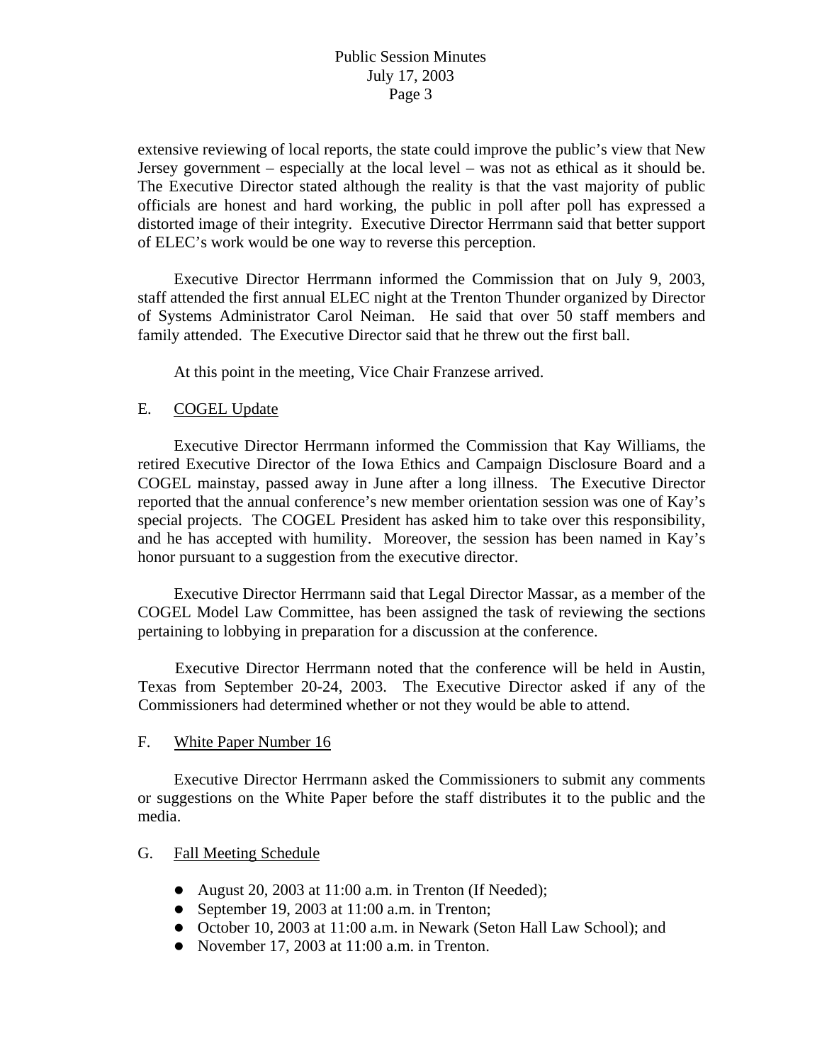extensive reviewing of local reports, the state could improve the public's view that New Jersey government – especially at the local level – was not as ethical as it should be. The Executive Director stated although the reality is that the vast majority of public officials are honest and hard working, the public in poll after poll has expressed a distorted image of their integrity. Executive Director Herrmann said that better support of ELEC's work would be one way to reverse this perception.

Executive Director Herrmann informed the Commission that on July 9, 2003, staff attended the first annual ELEC night at the Trenton Thunder organized by Director of Systems Administrator Carol Neiman. He said that over 50 staff members and family attended. The Executive Director said that he threw out the first ball.

At this point in the meeting, Vice Chair Franzese arrived.

E. COGEL Update

Executive Director Herrmann informed the Commission that Kay Williams, the retired Executive Director of the Iowa Ethics and Campaign Disclosure Board and a COGEL mainstay, passed away in June after a long illness. The Executive Director reported that the annual conference's new member orientation session was one of Kay's special projects. The COGEL President has asked him to take over this responsibility, and he has accepted with humility. Moreover, the session has been named in Kay's honor pursuant to a suggestion from the executive director.

Executive Director Herrmann said that Legal Director Massar, as a member of the COGEL Model Law Committee, has been assigned the task of reviewing the sections pertaining to lobbying in preparation for a discussion at the conference.

Executive Director Herrmann noted that the conference will be held in Austin, Texas from September 20-24, 2003. The Executive Director asked if any of the Commissioners had determined whether or not they would be able to attend.

F. White Paper Number 16

Executive Director Herrmann asked the Commissioners to submit any comments or suggestions on the White Paper before the staff distributes it to the public and the media.

G. Fall Meeting Schedule

- August 20, 2003 at 11:00 a.m. in Trenton (If Needed);
- September 19, 2003 at 11:00 a.m. in Trenton;
- October 10, 2003 at 11:00 a.m. in Newark (Seton Hall Law School); and
- November 17, 2003 at 11:00 a.m. in Trenton.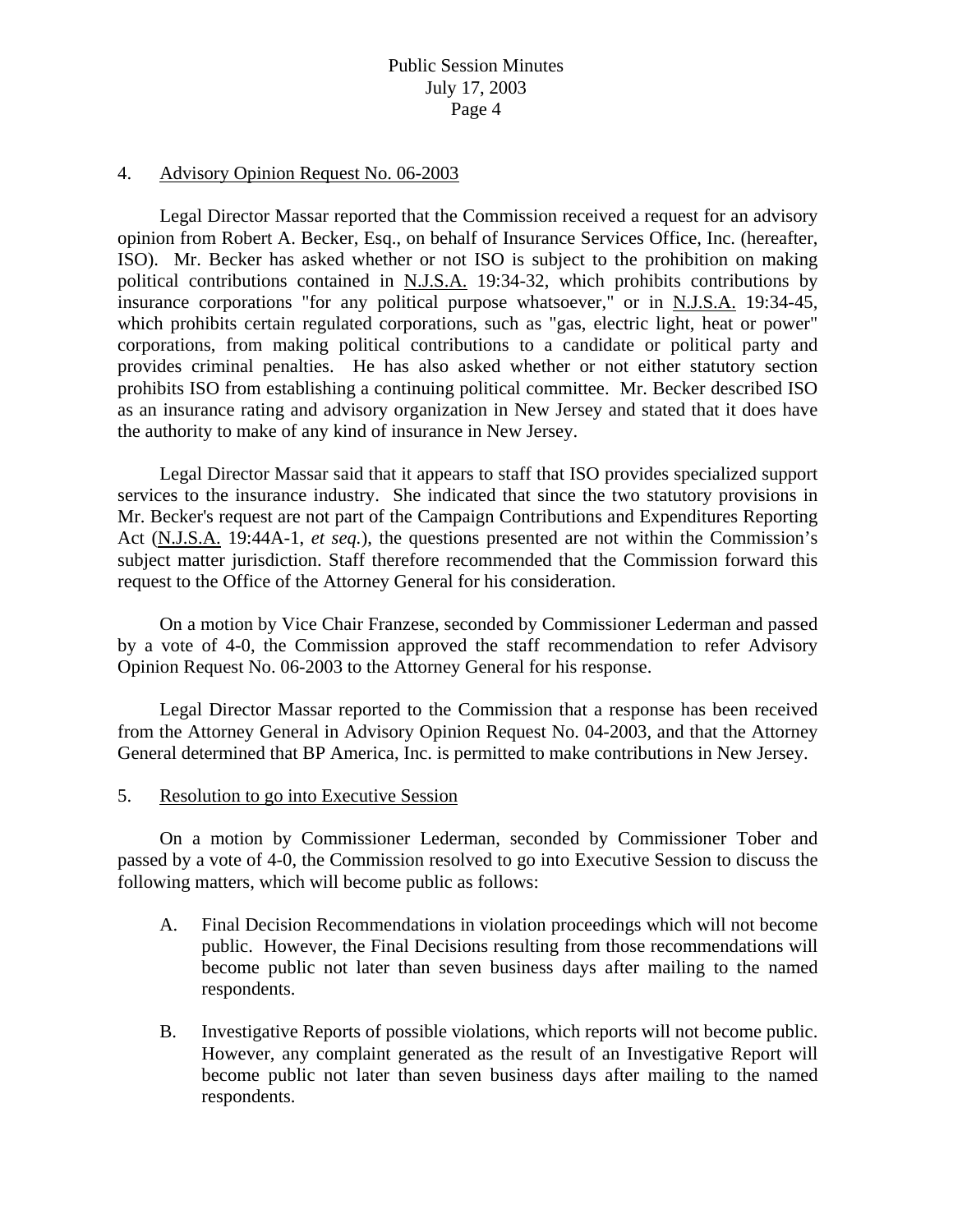4. Advisory Opinion Request No. 06-2003

Legal Director Massar reported that the Commission received a request for an advisory opinion from Robert A. Becker, Esq., on behalf of Insurance Services Office, Inc. (hereafter, ISO). Mr. Becker has asked whether or not ISO is subject to the prohibition on making political contributions contained in N.J.S.A. 19:34-32, which prohibits contributions by insurance corporations "for any political purpose whatsoever," or in N.J.S.A. 19:34-45, which prohibits certain regulated corporations, such as "gas, electric light, heat or power" corporations, from making political contributions to a candidate or political party and provides criminal penalties. He has also asked whether or not either statutory section prohibits ISO from establishing a continuing political committee. Mr. Becker described ISO as an insurance rating and advisory organization in New Jersey and stated that it does have the authority to make of any kind of insurance in New Jersey.

Legal Director Massar said that it appears to staff that ISO provides specialized support services to the insurance industry. She indicated that since the two statutory provisions in Mr. Becker's request are not part of the Campaign Contributions and Expenditures Reporting Act (N.J.S.A. 19:44A-1, *et seq.*), the questions presented are not within the Commission's subject matter jurisdiction. Staff therefore recommended that the Commission forward this request to the Office of the Attorney General for his consideration.

On a motion by Vice Chair Franzese, seconded by Commissioner Lederman and passed by a vote of 4-0, the Commission approved the staff recommendation to refer Advisory Opinion Request No. 06-2003 to the Attorney General for his response.

Legal Director Massar reported to the Commission that a response has been received from the Attorney General in Advisory Opinion Request No. 04-2003, and that the Attorney General determined that BP America, Inc. is permitted to make contributions in New Jersey.

5. Resolution to go into Executive Session

On a motion by Commissioner Lederman, seconded by Commissioner Tober and passed by a vote of 4-0, the Commission resolved to go into Executive Session to discuss the following matters, which will become public as follows:

A. Final Decision Recommendations in violation proceedings which will not become public. However, the Final Decisions resulting from those recommendations will become public not later than seven business days after mailing to the named respondents.

B. Investigative Reports of possible violations, which reports will not become public. However, any complaint generated as the result of an Investigative Report will become public not later than seven business days after mailing to the named respondents.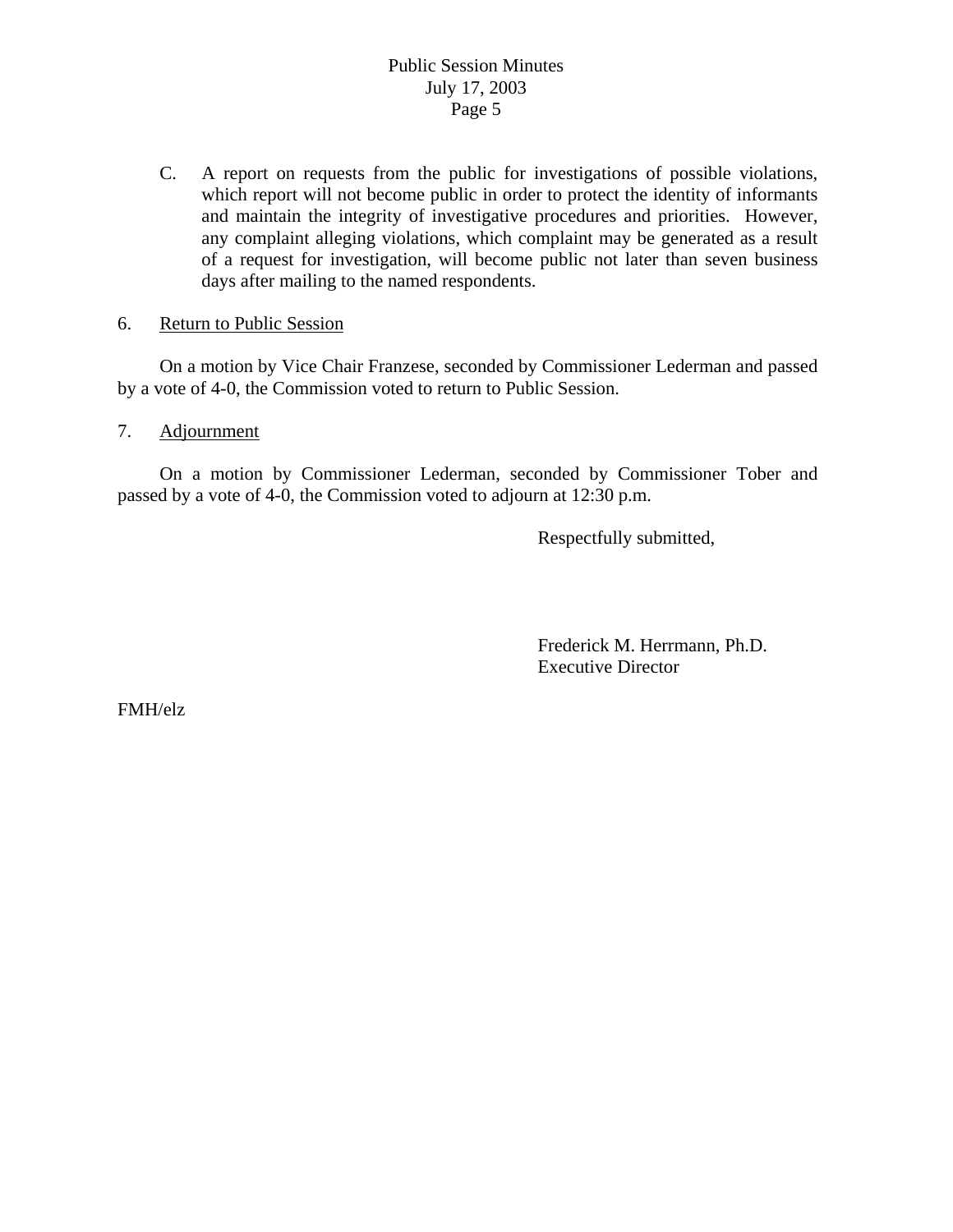C. A report on requests from the public for investigations of possible violations, which report will not become public in order to protect the identity of informants and maintain the integrity of investigative procedures and priorities. However, any complaint alleging violations, which complaint may be generated as a result of a request for investigation, will become public not later than seven business days after mailing to the named respondents.

6. <u>Return to Public Session</u>

On a motion by Vice Chair Franzese, seconded by Commissioner Lederman and passed by a vote of 4-0, the Commission voted to return to Public Session.

7. <u>Adjournment</u>

On a motion by Commissioner Lederman, seconded by Commissioner Tober and passed by a vote of 4-0, the Commission voted to adjourn at 12:30 p.m.

Respectfully submitted,

Frederick M. Herrmann, Ph.D.
Executive Director

FMH/elz